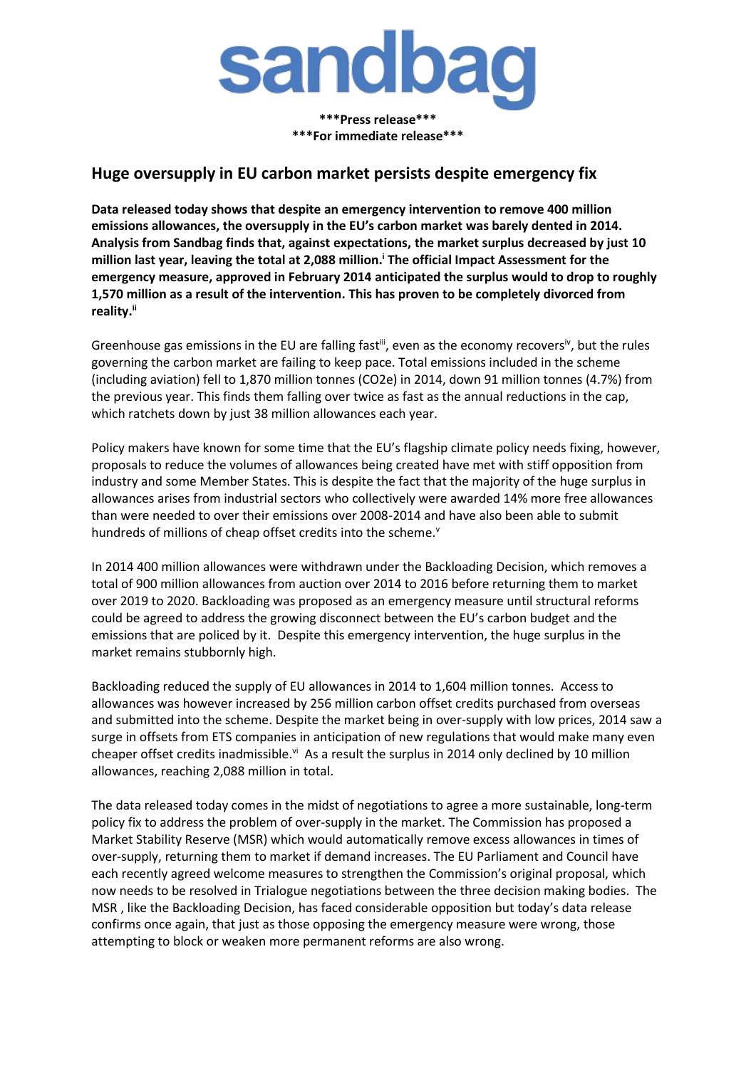sandbag

***Press release***

***For immediate release***

## Huge oversupply in EU carbon market persists despite emergency fix

**Data released today shows that despite an emergency intervention to remove 400 million emissions allowances, the oversupply in the EU's carbon market was barely dented in 2014. Analysis from Sandbag finds that, against expectations, the market surplus decreased by just 10 million last year, leaving the total at 2,088 million.[i] The official Impact Assessment for the emergency measure, approved in February 2014 anticipated the surplus would to drop to roughly 1,570 million as a result of the intervention. This has proven to be completely divorced from reality.[ii]**

Greenhouse gas emissions in the EU are falling fast[iii], even as the economy recovers[iv], but the rules governing the carbon market are failing to keep pace. Total emissions included in the scheme (including aviation) fell to 1,870 million tonnes (CO2e) in 2014, down 91 million tonnes (4.7%) from the previous year. This finds them falling over twice as fast as the annual reductions in the cap, which ratchets down by just 38 million allowances each year.

Policy makers have known for some time that the EU's flagship climate policy needs fixing, however, proposals to reduce the volumes of allowances being created have met with stiff opposition from industry and some Member States. This is despite the fact that the majority of the huge surplus in allowances arises from industrial sectors who collectively were awarded 14% more free allowances than were needed to over their emissions over 2008-2014 and have also been able to submit hundreds of millions of cheap offset credits into the scheme.[v]

In 2014 400 million allowances were withdrawn under the Backloading Decision, which removes a total of 900 million allowances from auction over 2014 to 2016 before returning them to market over 2019 to 2020. Backloading was proposed as an emergency measure until structural reforms could be agreed to address the growing disconnect between the EU's carbon budget and the emissions that are policed by it. Despite this emergency intervention, the huge surplus in the market remains stubbornly high.

Backloading reduced the supply of EU allowances in 2014 to 1,604 million tonnes. Access to allowances was however increased by 256 million carbon offset credits purchased from overseas and submitted into the scheme. Despite the market being in over-supply with low prices, 2014 saw a surge in offsets from ETS companies in anticipation of new regulations that would make many even cheaper offset credits inadmissible.[vi] As a result the surplus in 2014 only declined by 10 million allowances, reaching 2,088 million in total.

The data released today comes in the midst of negotiations to agree a more sustainable, long-term policy fix to address the problem of over-supply in the market. The Commission has proposed a Market Stability Reserve (MSR) which would automatically remove excess allowances in times of over-supply, returning them to market if demand increases. The EU Parliament and Council have each recently agreed welcome measures to strengthen the Commission's original proposal, which now needs to be resolved in Trialogue negotiations between the three decision making bodies. The MSR , like the Backloading Decision, has faced considerable opposition but today's data release confirms once again, that just as those opposing the emergency measure were wrong, those attempting to block or weaken more permanent reforms are also wrong.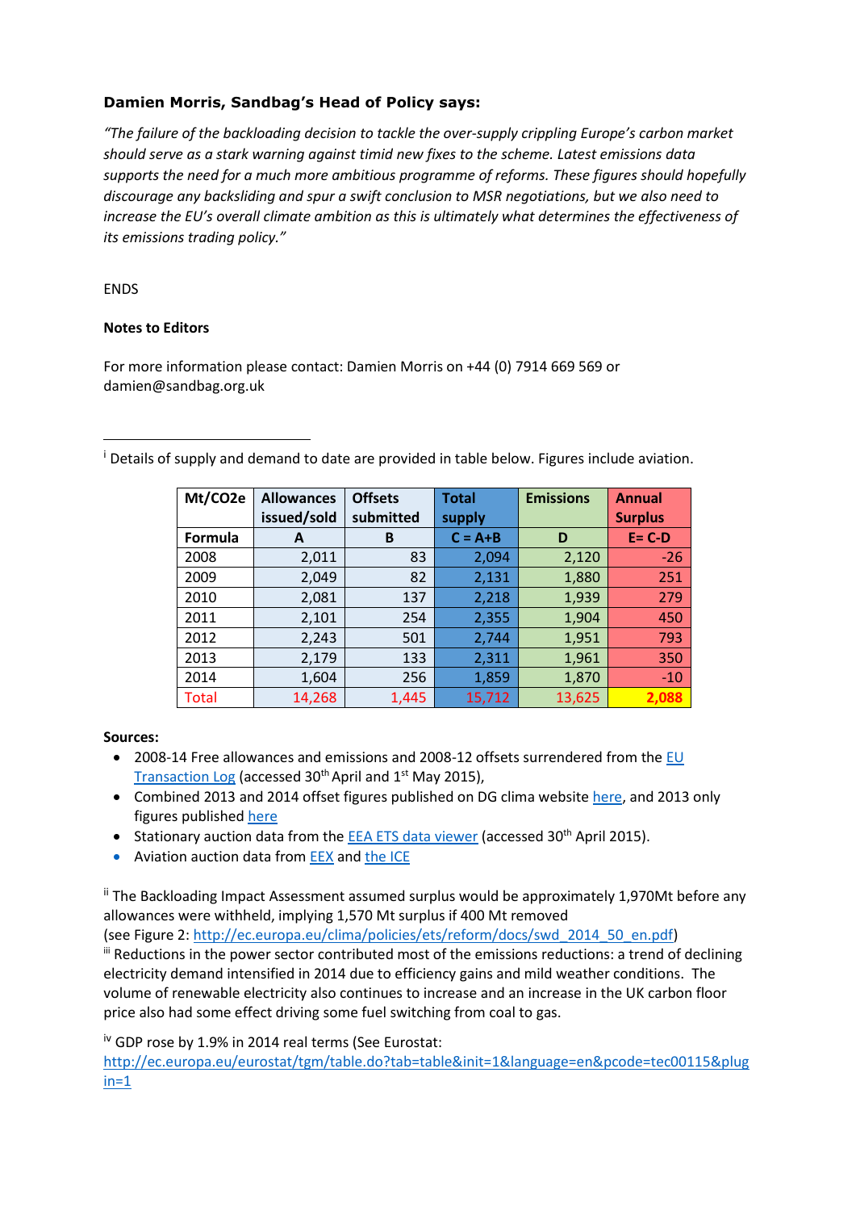**Damien Morris, Sandbag's Head of Policy says:**

*"The failure of the backloading decision to tackle the over-supply crippling Europe's carbon market should serve as a stark warning against timid new fixes to the scheme. Latest emissions data supports the need for a much more ambitious programme of reforms. These figures should hopefully discourage any backsliding and spur a swift conclusion to MSR negotiations, but we also need to increase the EU's overall climate ambition as this is ultimately what determines the effectiveness of its emissions trading policy."*

ENDS

**Notes to Editors**

For more information please contact: Damien Morris on +44 (0) 7914 669 569 or damien@sandbag.org.uk

---

[i] Details of supply and demand to date are provided in table below. Figures include aviation.

| Mt/CO2e | Allowances issued/sold | Offsets submitted | Total supply | Emissions | Annual Surplus |
|---|---|---|---|---|---|
| **Formula** | **A** | **B** | **C = A+B** | **D** | **E= C-D** |
| 2008 | 2,011 | 83 | 2,094 | 2,120 | -26 |
| 2009 | 2,049 | 82 | 2,131 | 1,880 | 251 |
| 2010 | 2,081 | 137 | 2,218 | 1,939 | 279 |
| 2011 | 2,101 | 254 | 2,355 | 1,904 | 450 |
| 2012 | 2,243 | 501 | 2,744 | 1,951 | 793 |
| 2013 | 2,179 | 133 | 2,311 | 1,961 | 350 |
| 2014 | 1,604 | 256 | 1,859 | 1,870 | -10 |
| Total | 14,268 | 1,445 | 15,712 | 13,625 | **2,088** |

**Sources:**

- 2008-14 Free allowances and emissions and 2008-12 offsets surrendered from the EU Transaction Log (accessed 30th April and 1st May 2015),
- Combined 2013 and 2014 offset figures published on DG clima website here, and 2013 only figures published here
- Stationary auction data from the EEA ETS data viewer (accessed 30th April 2015).
- Aviation auction data from EEX and the ICE

[ii] The Backloading Impact Assessment assumed surplus would be approximately 1,970Mt before any allowances were withheld, implying 1,570 Mt surplus if 400 Mt removed (see Figure 2: http://ec.europa.eu/clima/policies/ets/reform/docs/swd_2014_50_en.pdf)

[iii] Reductions in the power sector contributed most of the emissions reductions: a trend of declining electricity demand intensified in 2014 due to efficiency gains and mild weather conditions. The volume of renewable electricity also continues to increase and an increase in the UK carbon floor price also had some effect driving some fuel switching from coal to gas.

[iv] GDP rose by 1.9% in 2014 real terms (See Eurostat: http://ec.europa.eu/eurostat/tgm/table.do?tab=table&init=1&language=en&pcode=tec00115&plugin=1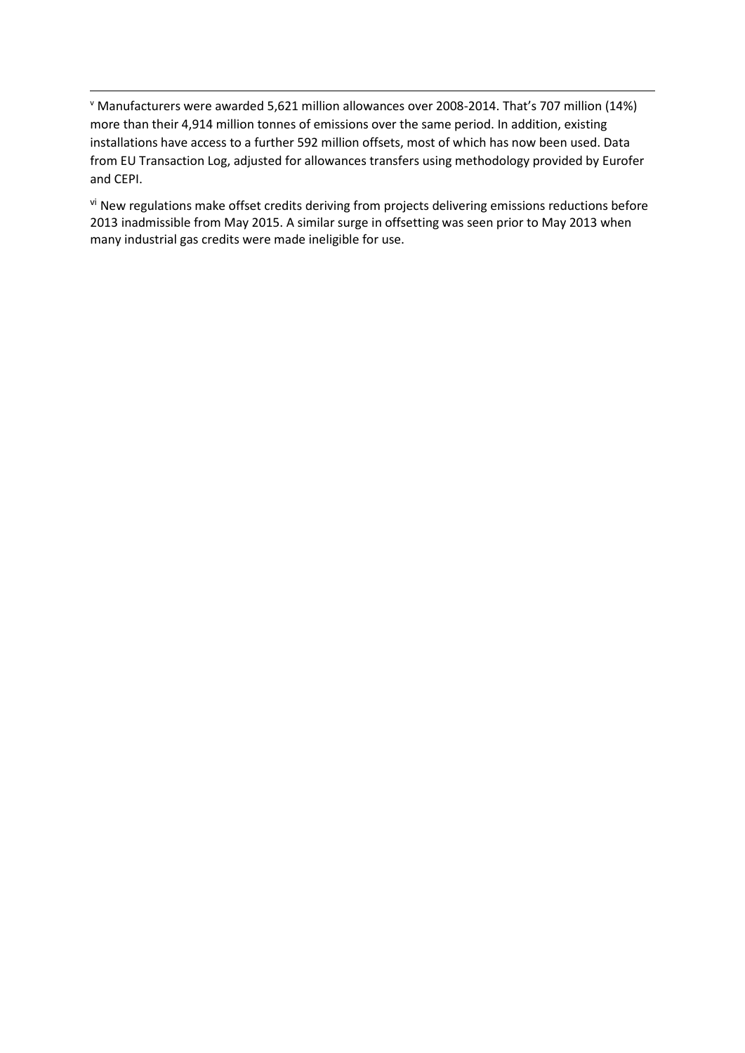[v] Manufacturers were awarded 5,621 million allowances over 2008-2014. That's 707 million (14%) more than their 4,914 million tonnes of emissions over the same period. In addition, existing installations have access to a further 592 million offsets, most of which has now been used. Data from EU Transaction Log, adjusted for allowances transfers using methodology provided by Eurofer and CEPI.

[vi] New regulations make offset credits deriving from projects delivering emissions reductions before 2013 inadmissible from May 2015. A similar surge in offsetting was seen prior to May 2013 when many industrial gas credits were made ineligible for use.